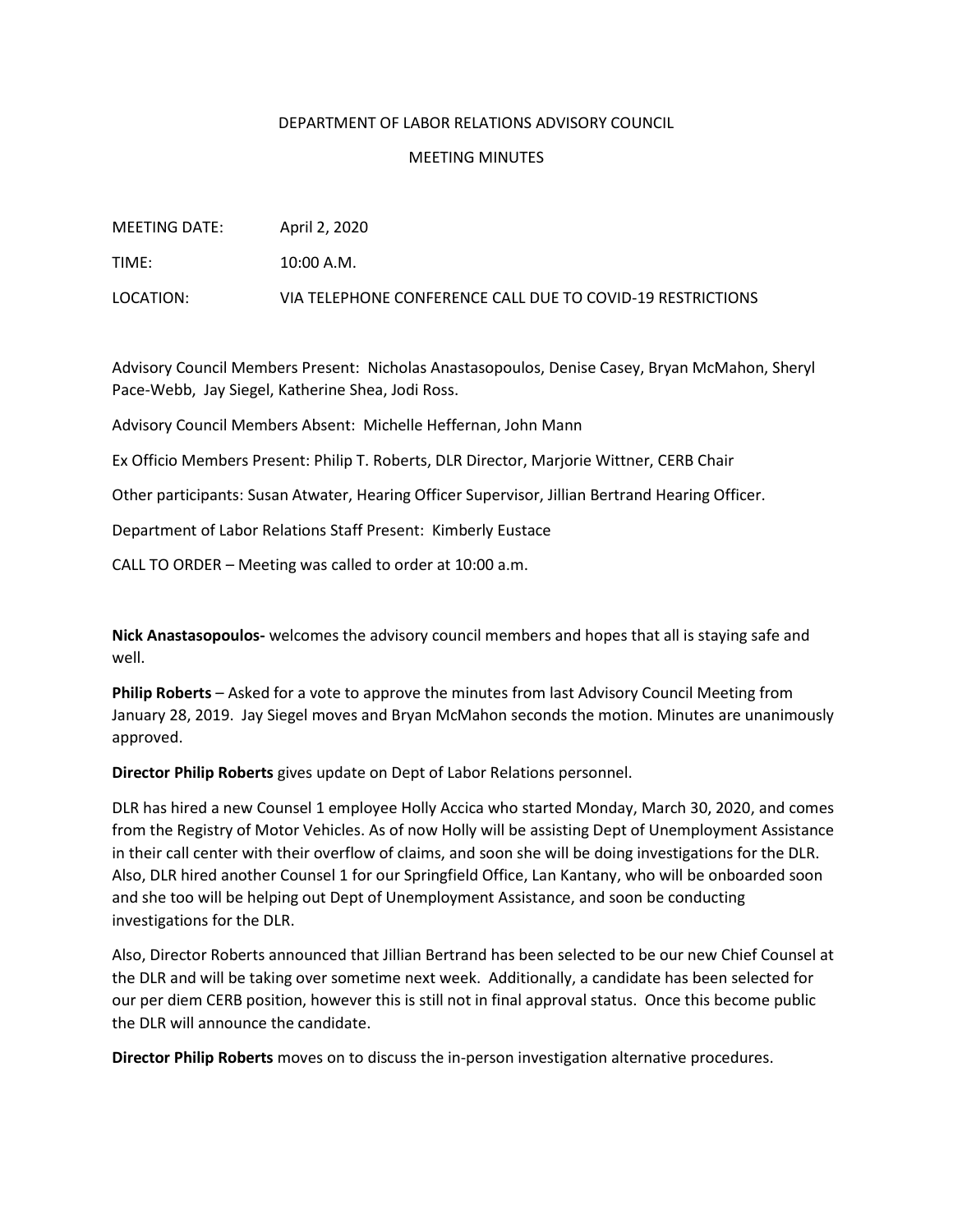# DEPARTMENT OF LABOR RELATIONS ADVISORY COUNCIL

## MEETING MINUTES

MEETING DATE: April 2, 2020

TIME: 10:00 A.M.

LOCATION: VIA TELEPHONE CONFERENCE CALL DUE TO COVID-19 RESTRICTIONS

Advisory Council Members Present: Nicholas Anastasopoulos, Denise Casey, Bryan McMahon, Sheryl Pace-Webb, Jay Siegel, Katherine Shea, Jodi Ross.

Advisory Council Members Absent: Michelle Heffernan, John Mann

Ex Officio Members Present: Philip T. Roberts, DLR Director, Marjorie Wittner, CERB Chair

Other participants: Susan Atwater, Hearing Officer Supervisor, Jillian Bertrand Hearing Officer.

Department of Labor Relations Staff Present: Kimberly Eustace

CALL TO ORDER – Meeting was called to order at 10:00 a.m.

**Nick Anastasopoulos-** welcomes the advisory council members and hopes that all is staying safe and well.

**Philip Roberts** – Asked for a vote to approve the minutes from last Advisory Council Meeting from January 28, 2019. Jay Siegel moves and Bryan McMahon seconds the motion. Minutes are unanimously approved.

**Director Philip Roberts** gives update on Dept of Labor Relations personnel.

DLR has hired a new Counsel 1 employee Holly Accica who started Monday, March 30, 2020, and comes from the Registry of Motor Vehicles. As of now Holly will be assisting Dept of Unemployment Assistance in their call center with their overflow of claims, and soon she will be doing investigations for the DLR. Also, DLR hired another Counsel 1 for our Springfield Office, Lan Kantany, who will be onboarded soon and she too will be helping out Dept of Unemployment Assistance, and soon be conducting investigations for the DLR.

Also, Director Roberts announced that Jillian Bertrand has been selected to be our new Chief Counsel at the DLR and will be taking over sometime next week. Additionally, a candidate has been selected for our per diem CERB position, however this is still not in final approval status. Once this become public the DLR will announce the candidate.

**Director Philip Roberts** moves on to discuss the in-person investigation alternative procedures.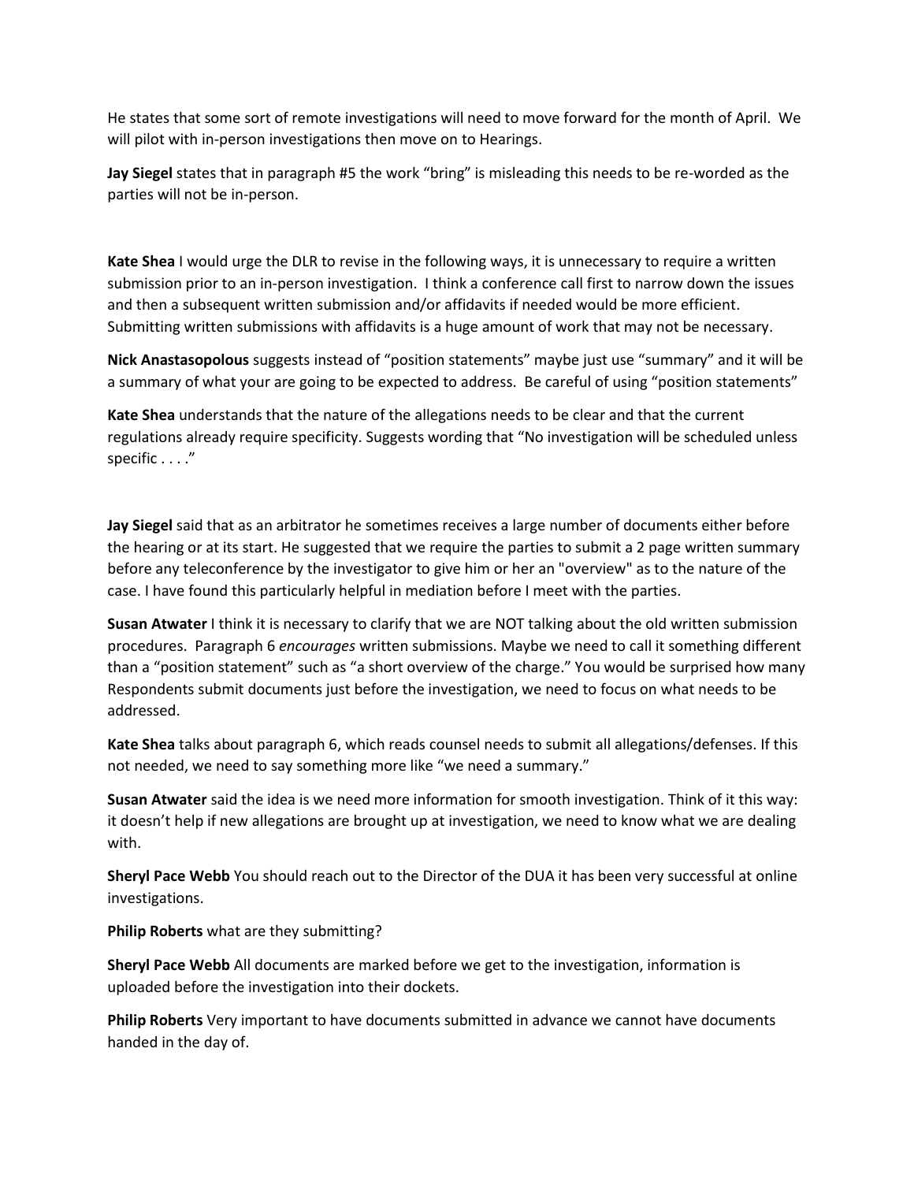He states that some sort of remote investigations will need to move forward for the month of April. We will pilot with in-person investigations then move on to Hearings.

**Jay Siegel** states that in paragraph #5 the work "bring" is misleading this needs to be re-worded as the parties will not be in-person.

**Kate Shea** I would urge the DLR to revise in the following ways, it is unnecessary to require a written submission prior to an in-person investigation. I think a conference call first to narrow down the issues and then a subsequent written submission and/or affidavits if needed would be more efficient. Submitting written submissions with affidavits is a huge amount of work that may not be necessary.

**Nick Anastasopolous** suggests instead of "position statements" maybe just use "summary" and it will be a summary of what your are going to be expected to address. Be careful of using "position statements"

**Kate Shea** understands that the nature of the allegations needs to be clear and that the current regulations already require specificity. Suggests wording that "No investigation will be scheduled unless specific . . . ."

**Jay Siegel** said that as an arbitrator he sometimes receives a large number of documents either before the hearing or at its start. He suggested that we require the parties to submit a 2 page written summary before any teleconference by the investigator to give him or her an "overview" as to the nature of the case. I have found this particularly helpful in mediation before I meet with the parties.

**Susan Atwater** I think it is necessary to clarify that we are NOT talking about the old written submission procedures. Paragraph 6 *encourages* written submissions. Maybe we need to call it something different than a "position statement" such as "a short overview of the charge." You would be surprised how many Respondents submit documents just before the investigation, we need to focus on what needs to be addressed.

**Kate Shea** talks about paragraph 6, which reads counsel needs to submit all allegations/defenses. If this not needed, we need to say something more like "we need a summary."

**Susan Atwater** said the idea is we need more information for smooth investigation. Think of it this way: it doesn't help if new allegations are brought up at investigation, we need to know what we are dealing with.

**Sheryl Pace Webb** You should reach out to the Director of the DUA it has been very successful at online investigations.

**Philip Roberts** what are they submitting?

**Sheryl Pace Webb** All documents are marked before we get to the investigation, information is uploaded before the investigation into their dockets.

**Philip Roberts** Very important to have documents submitted in advance we cannot have documents handed in the day of.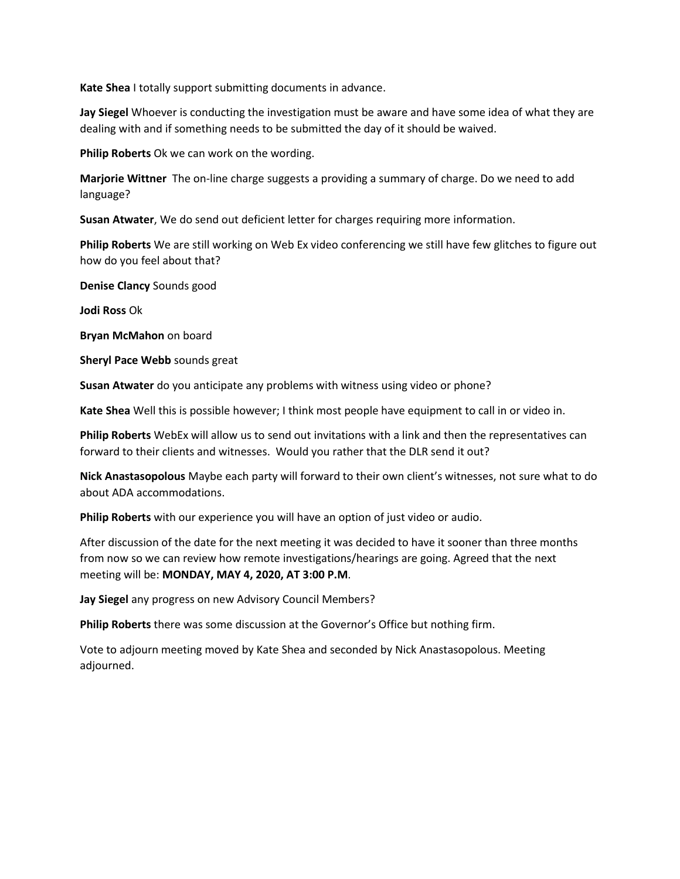**Kate Shea** I totally support submitting documents in advance.

**Jay Siegel** Whoever is conducting the investigation must be aware and have some idea of what they are dealing with and if something needs to be submitted the day of it should be waived.

**Philip Roberts** Ok we can work on the wording.

**Marjorie Wittner** The on-line charge suggests a providing a summary of charge. Do we need to add language?

**Susan Atwater**, We do send out deficient letter for charges requiring more information.

**Philip Roberts** We are still working on Web Ex video conferencing we still have few glitches to figure out how do you feel about that?

**Denise Clancy** Sounds good

**Jodi Ross** Ok

**Bryan McMahon** on board

**Sheryl Pace Webb** sounds great

**Susan Atwater** do you anticipate any problems with witness using video or phone?

**Kate Shea** Well this is possible however; I think most people have equipment to call in or video in.

**Philip Roberts** WebEx will allow us to send out invitations with a link and then the representatives can forward to their clients and witnesses. Would you rather that the DLR send it out?

**Nick Anastasopolous** Maybe each party will forward to their own client's witnesses, not sure what to do about ADA accommodations.

**Philip Roberts** with our experience you will have an option of just video or audio.

After discussion of the date for the next meeting it was decided to have it sooner than three months from now so we can review how remote investigations/hearings are going. Agreed that the next meeting will be: **MONDAY, MAY 4, 2020, AT 3:00 P.M**.

**Jay Siegel** any progress on new Advisory Council Members?

**Philip Roberts** there was some discussion at the Governor's Office but nothing firm.

Vote to adjourn meeting moved by Kate Shea and seconded by Nick Anastasopolous. Meeting adjourned.